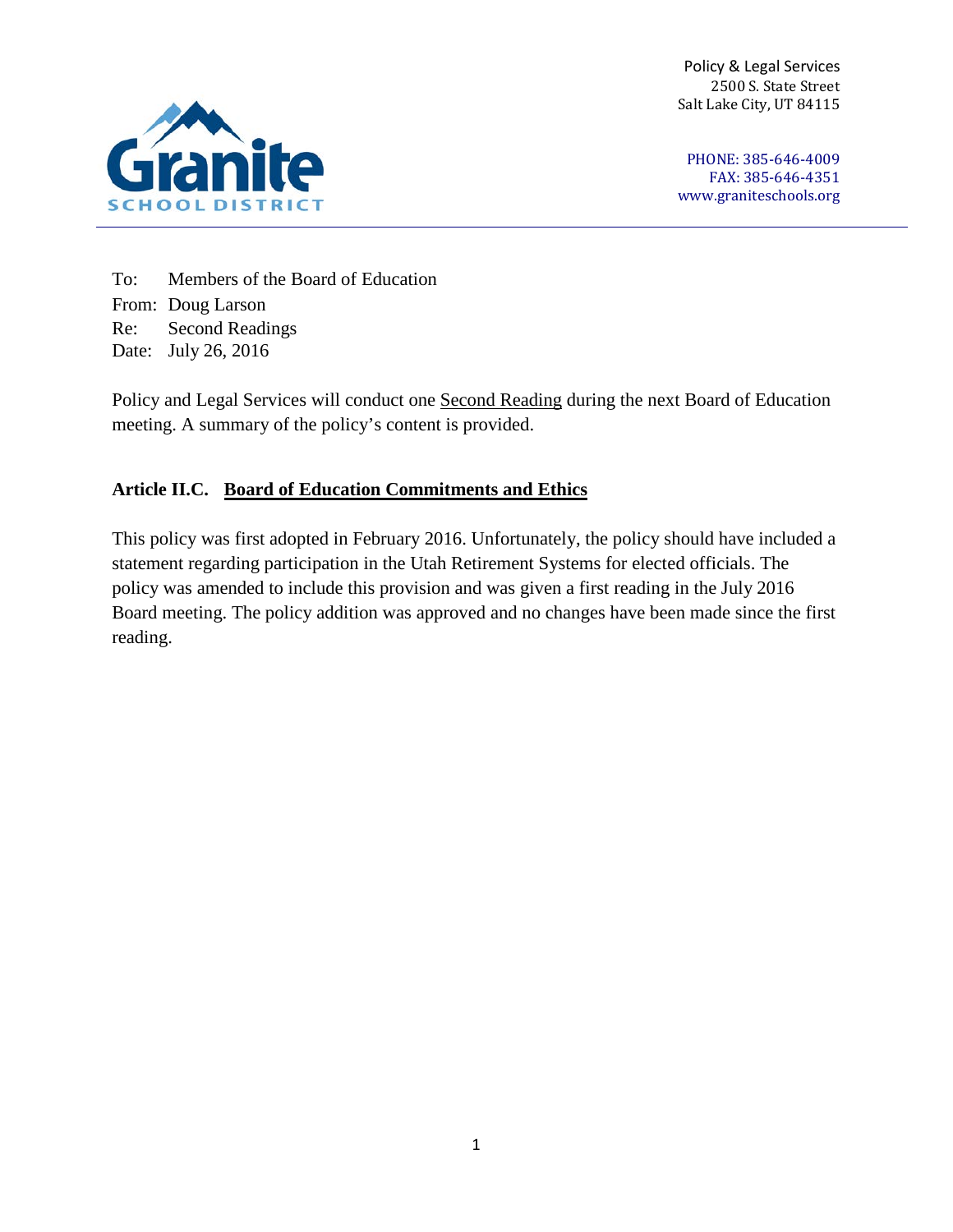Policy & Legal Services
2500 S. State Street
Salt Lake City, UT 84115

PHONE: 385-646-4009
FAX: 385-646-4351
www.graniteschools.org

To: Members of the Board of Education
From: Doug Larson
Re: Second Readings
Date: July 26, 2016

Policy and Legal Services will conduct one Second Reading during the next Board of Education meeting. A summary of the policy's content is provided.

**Article II.C. Board of Education Commitments and Ethics**

This policy was first adopted in February 2016. Unfortunately, the policy should have included a statement regarding participation in the Utah Retirement Systems for elected officials. The policy was amended to include this provision and was given a first reading in the July 2016 Board meeting. The policy addition was approved and no changes have been made since the first reading.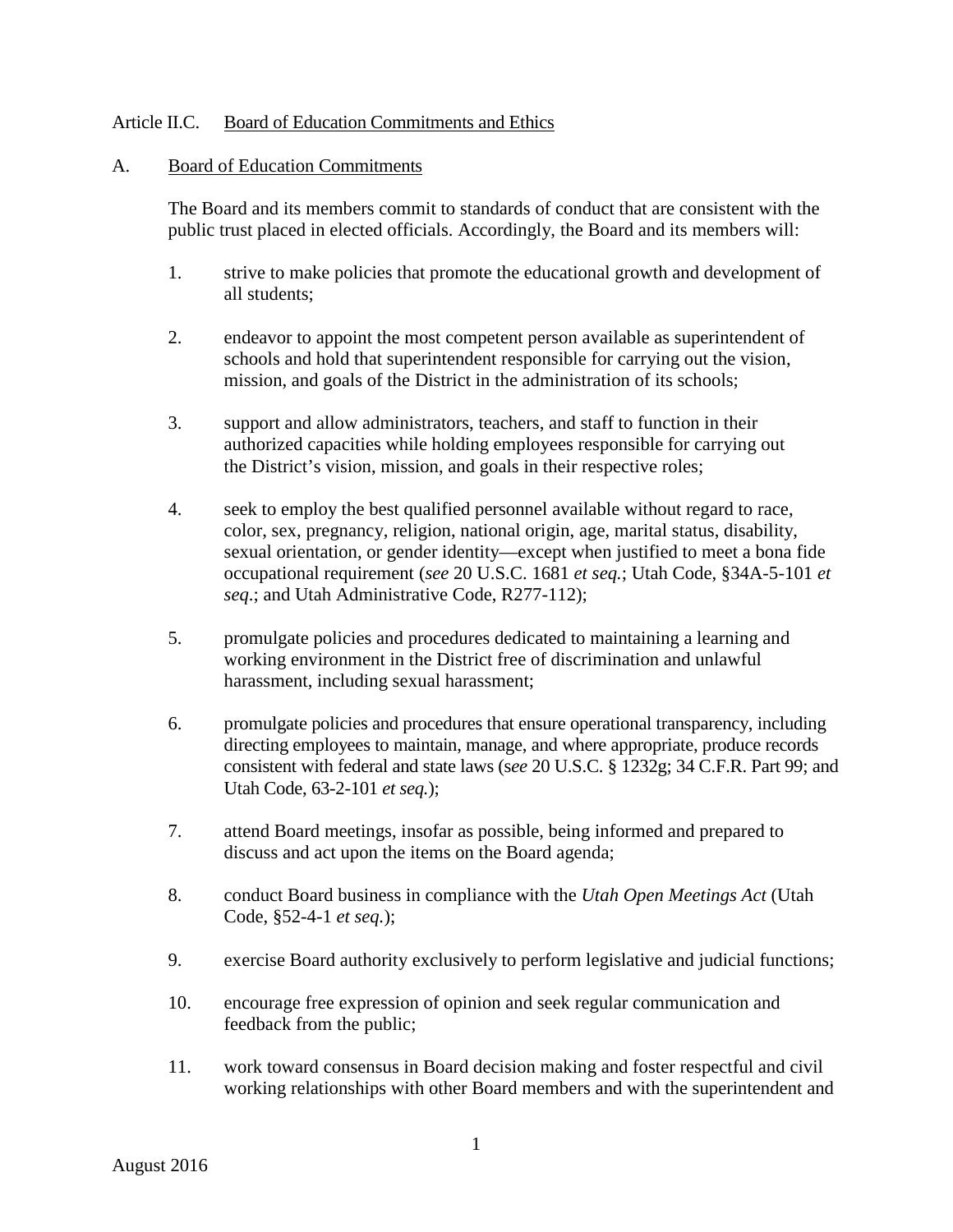Article II.C. Board of Education Commitments and Ethics

A. Board of Education Commitments

The Board and its members commit to standards of conduct that are consistent with the public trust placed in elected officials. Accordingly, the Board and its members will:

1. strive to make policies that promote the educational growth and development of all students;

2. endeavor to appoint the most competent person available as superintendent of schools and hold that superintendent responsible for carrying out the vision, mission, and goals of the District in the administration of its schools;

3. support and allow administrators, teachers, and staff to function in their authorized capacities while holding employees responsible for carrying out the District's vision, mission, and goals in their respective roles;

4. seek to employ the best qualified personnel available without regard to race, color, sex, pregnancy, religion, national origin, age, marital status, disability, sexual orientation, or gender identity—except when justified to meet a bona fide occupational requirement (*see* 20 U.S.C. 1681 *et seq.*; Utah Code, §34A-5-101 *et seq*.; and Utah Administrative Code, R277-112);

5. promulgate policies and procedures dedicated to maintaining a learning and working environment in the District free of discrimination and unlawful harassment, including sexual harassment;

6. promulgate policies and procedures that ensure operational transparency, including directing employees to maintain, manage, and where appropriate, produce records consistent with federal and state laws (s*ee* 20 U.S.C. § 1232g; 34 C.F.R. Part 99; and Utah Code, 63-2-101 *et seq.*);

7. attend Board meetings, insofar as possible, being informed and prepared to discuss and act upon the items on the Board agenda;

8. conduct Board business in compliance with the *Utah Open Meetings Act* (Utah Code, §52-4-1 *et seq.*);

9. exercise Board authority exclusively to perform legislative and judicial functions;

10. encourage free expression of opinion and seek regular communication and feedback from the public;

11. work toward consensus in Board decision making and foster respectful and civil working relationships with other Board members and with the superintendent and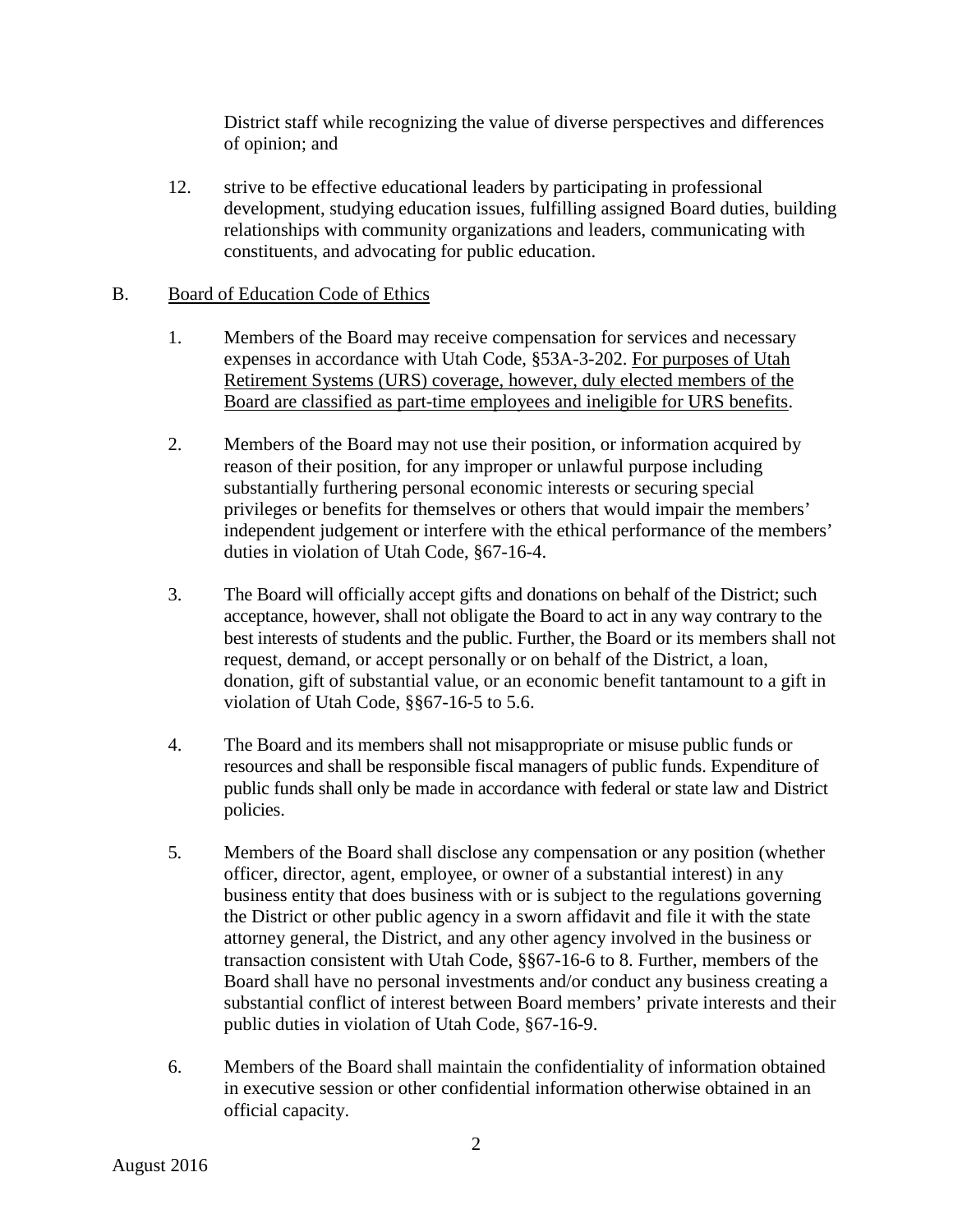District staff while recognizing the value of diverse perspectives and differences of opinion; and

12. strive to be effective educational leaders by participating in professional development, studying education issues, fulfilling assigned Board duties, building relationships with community organizations and leaders, communicating with constituents, and advocating for public education.

B. Board of Education Code of Ethics

1. Members of the Board may receive compensation for services and necessary expenses in accordance with Utah Code, §53A-3-202. For purposes of Utah Retirement Systems (URS) coverage, however, duly elected members of the Board are classified as part-time employees and ineligible for URS benefits.

2. Members of the Board may not use their position, or information acquired by reason of their position, for any improper or unlawful purpose including substantially furthering personal economic interests or securing special privileges or benefits for themselves or others that would impair the members' independent judgement or interfere with the ethical performance of the members' duties in violation of Utah Code, §67-16-4.

3. The Board will officially accept gifts and donations on behalf of the District; such acceptance, however, shall not obligate the Board to act in any way contrary to the best interests of students and the public. Further, the Board or its members shall not request, demand, or accept personally or on behalf of the District, a loan, donation, gift of substantial value, or an economic benefit tantamount to a gift in violation of Utah Code, §§67-16-5 to 5.6.

4. The Board and its members shall not misappropriate or misuse public funds or resources and shall be responsible fiscal managers of public funds. Expenditure of public funds shall only be made in accordance with federal or state law and District policies.

5. Members of the Board shall disclose any compensation or any position (whether officer, director, agent, employee, or owner of a substantial interest) in any business entity that does business with or is subject to the regulations governing the District or other public agency in a sworn affidavit and file it with the state attorney general, the District, and any other agency involved in the business or transaction consistent with Utah Code, §§67-16-6 to 8. Further, members of the Board shall have no personal investments and/or conduct any business creating a substantial conflict of interest between Board members' private interests and their public duties in violation of Utah Code, §67-16-9.

6. Members of the Board shall maintain the confidentiality of information obtained in executive session or other confidential information otherwise obtained in an official capacity.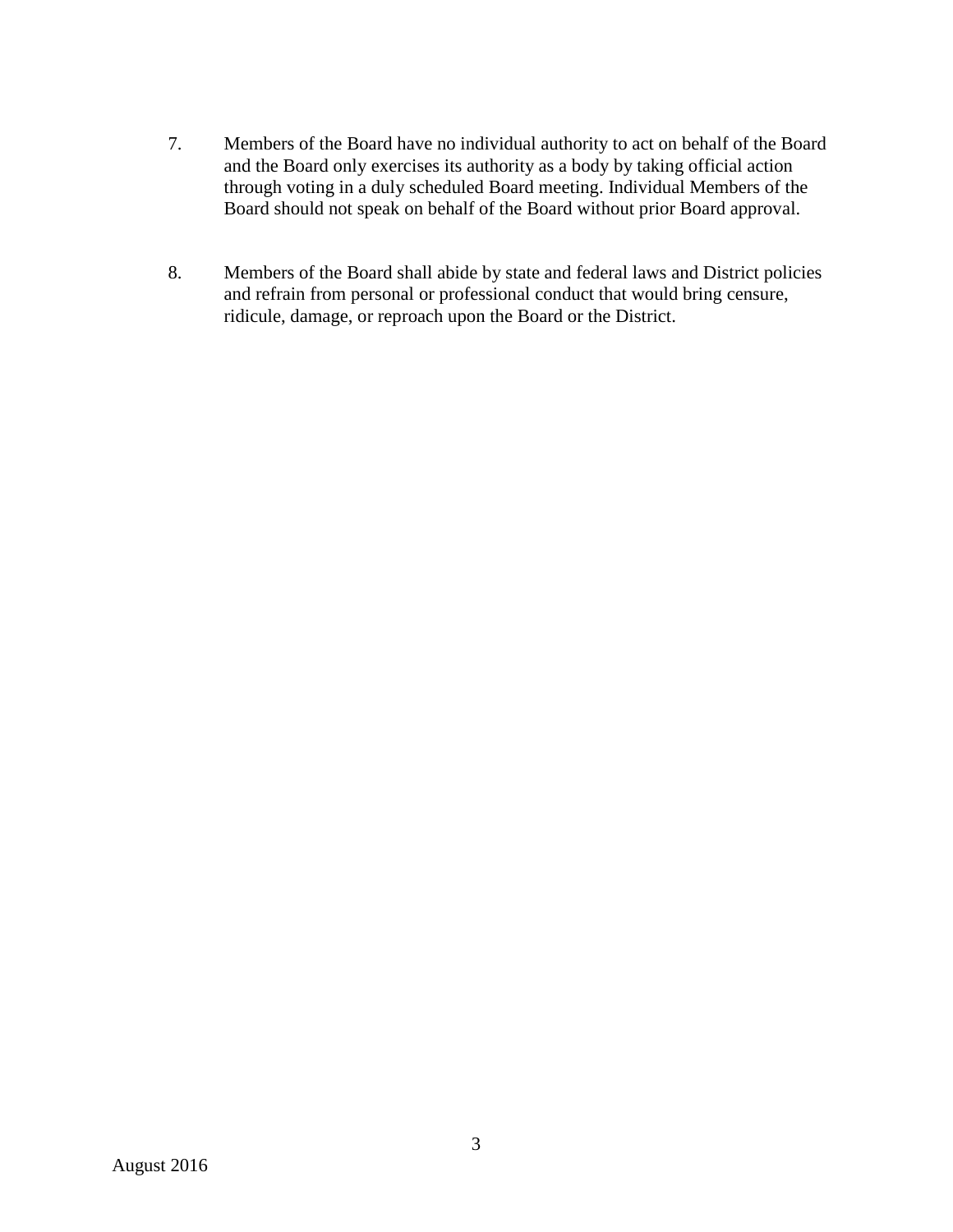7. Members of the Board have no individual authority to act on behalf of the Board and the Board only exercises its authority as a body by taking official action through voting in a duly scheduled Board meeting. Individual Members of the Board should not speak on behalf of the Board without prior Board approval.

8. Members of the Board shall abide by state and federal laws and District policies and refrain from personal or professional conduct that would bring censure, ridicule, damage, or reproach upon the Board or the District.